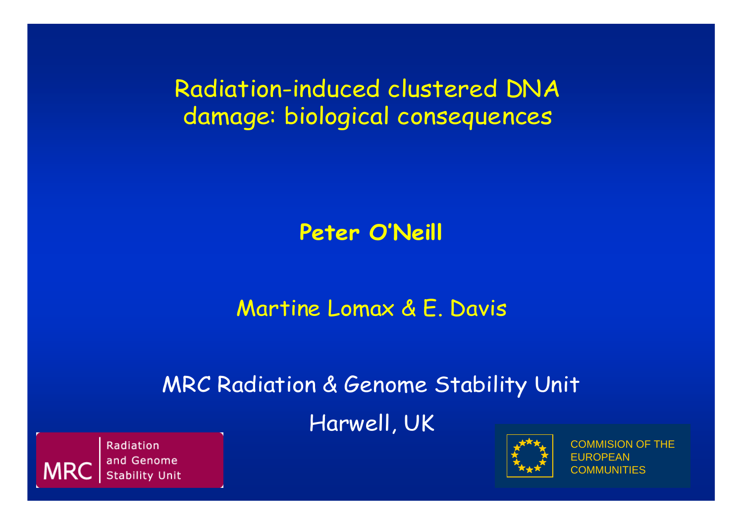# Radiation-induced clustered DNA damage: biological consequences

**Peter O'Neill**

Martine Lomax & E. Davis

MRC Radiation & Genome Stability Unit

Harwell, UK

MRC | Radiation and Genome Stability Unit

COMMISION OF THE EUROPEAN COMMUNITIES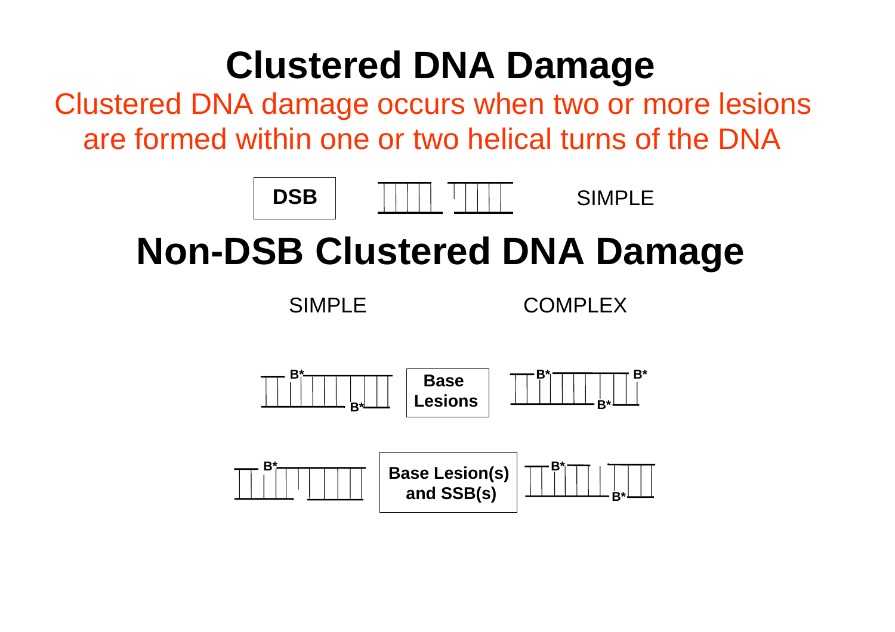# Clustered DNA Damage

Clustered DNA damage occurs when two or more lesions are formed within one or two helical turns of the DNA

**DSB** SIMPLE

# Non-DSB Clustered DNA Damage

SIMPLE COMPLEX

B* B* **Base Lesions** B* B* B*

B* **Base Lesion(s) and SSB(s)** B* B*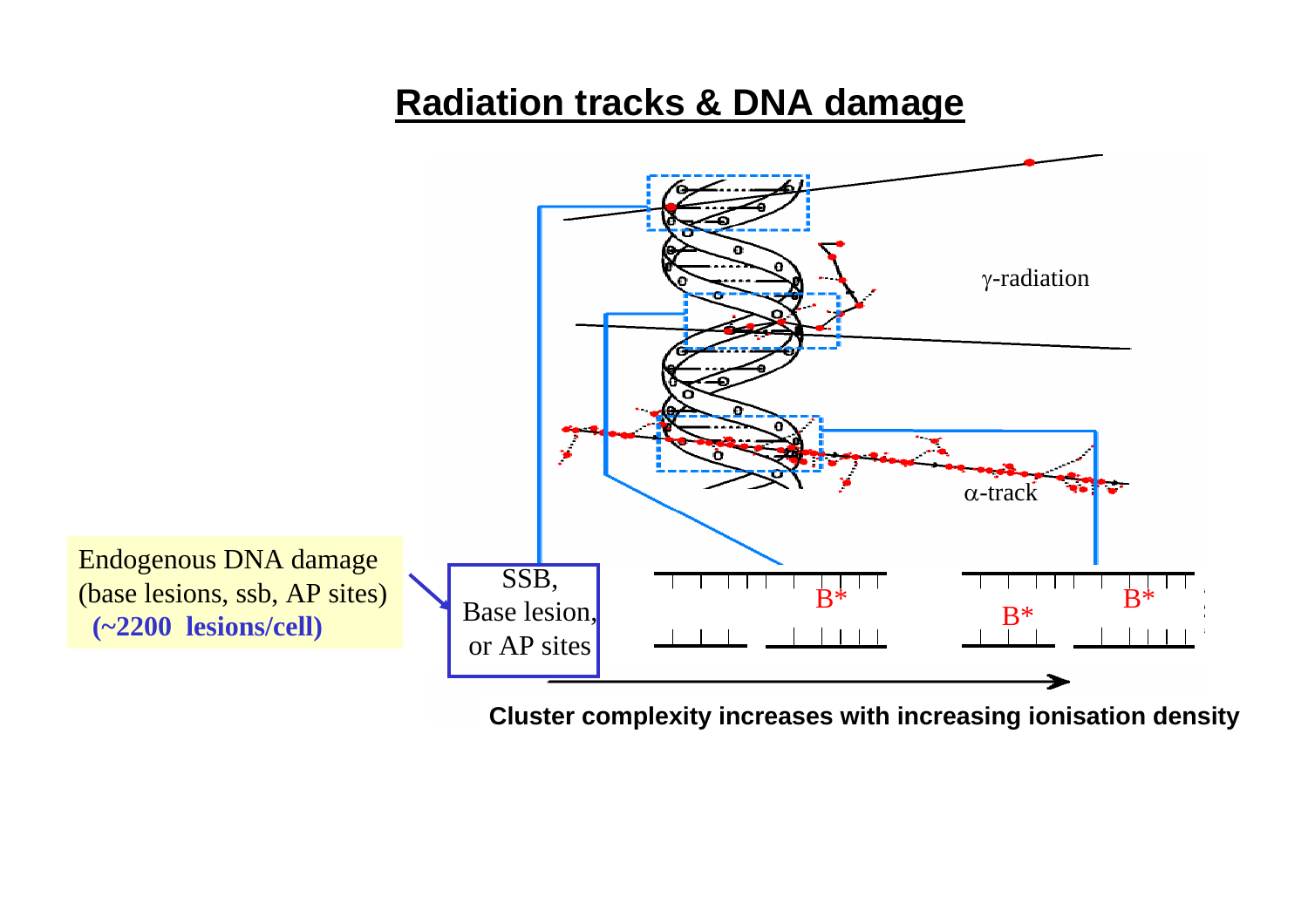# Radiation tracks & DNA damage

γ-radiation

α-track

Endogenous DNA damage (base lesions, ssb, AP sites) **(~2200 lesions/cell)**

SSB, Base lesion, or AP sites

B*

B*

B*

**Cluster complexity increases with increasing ionisation density**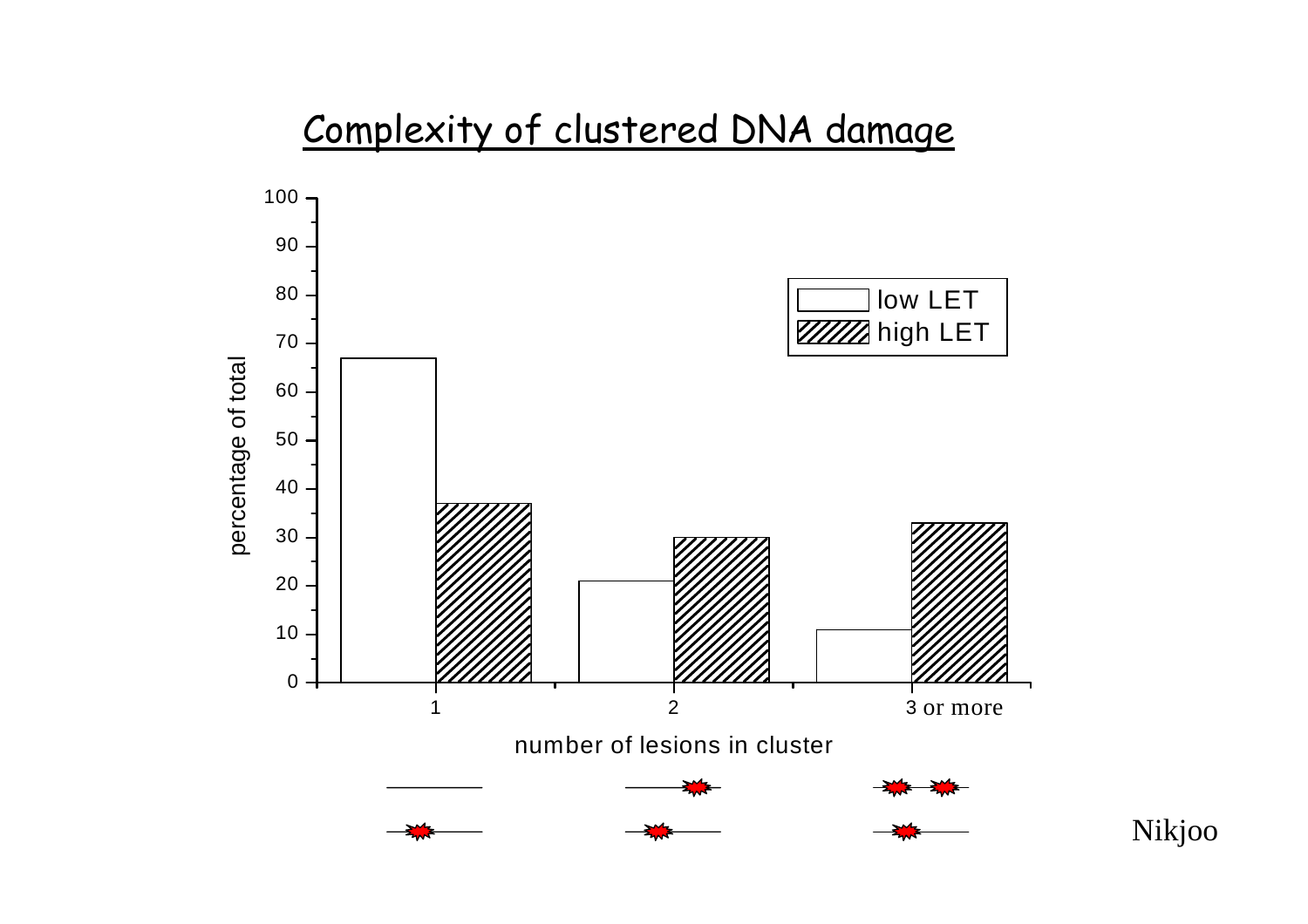# Complexity of clustered DNA damage

| number of lesions in cluster | low LET (percentage of total) | high LET (percentage of total) |
|---|---|---|
| 1 | 67 | 37 |
| 2 | 21 | 30 |
| 3 or more | 11 | 33 |

Nikjoo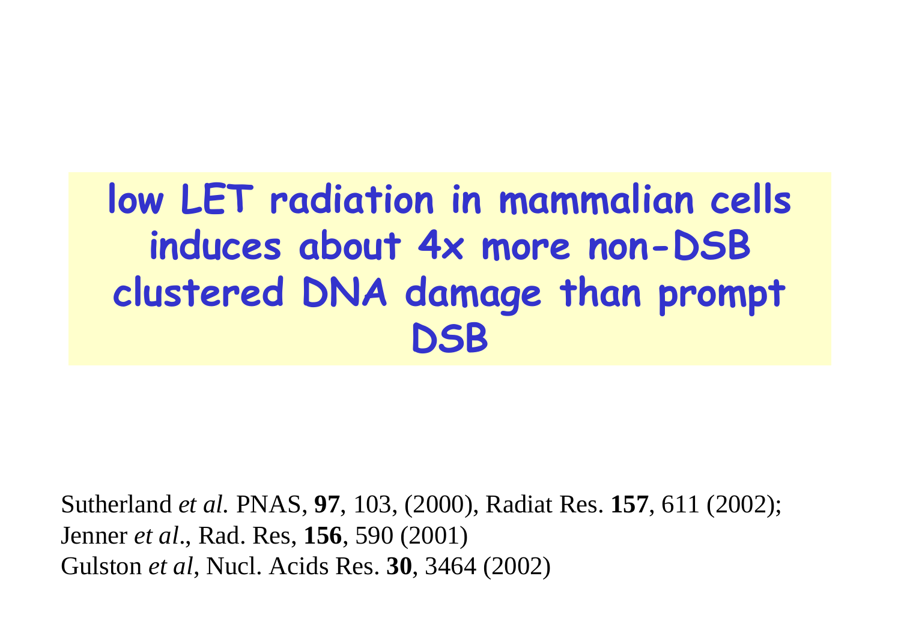**low LET radiation in mammalian cells induces about 4x more non-DSB clustered DNA damage than prompt DSB**

Sutherland *et al.* PNAS, **97**, 103, (2000), Radiat Res. **157**, 611 (2002);
Jenner *et al*., Rad. Res, **156**, 590 (2001)
Gulston *et al*, Nucl. Acids Res. **30**, 3464 (2002)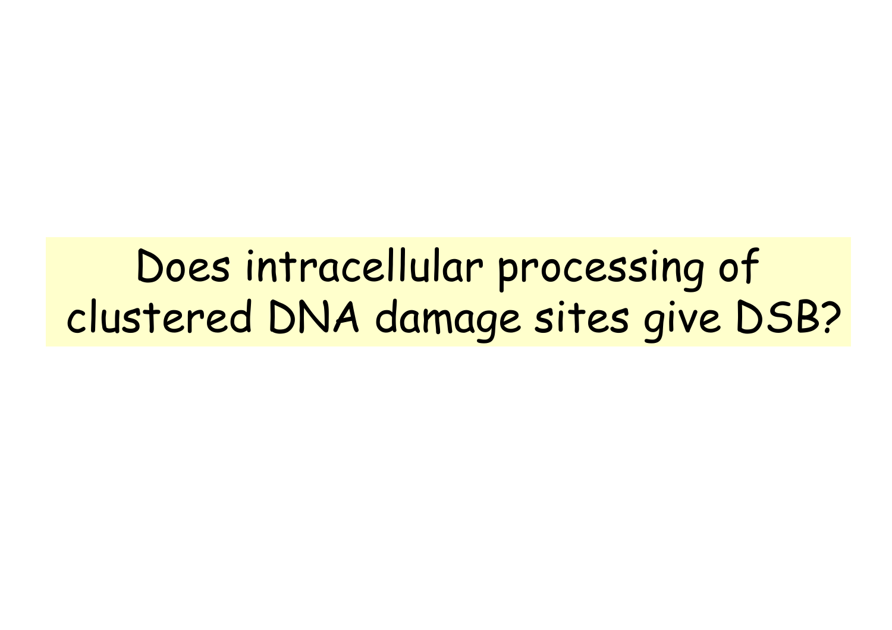# Does intracellular processing of clustered DNA damage sites give DSB?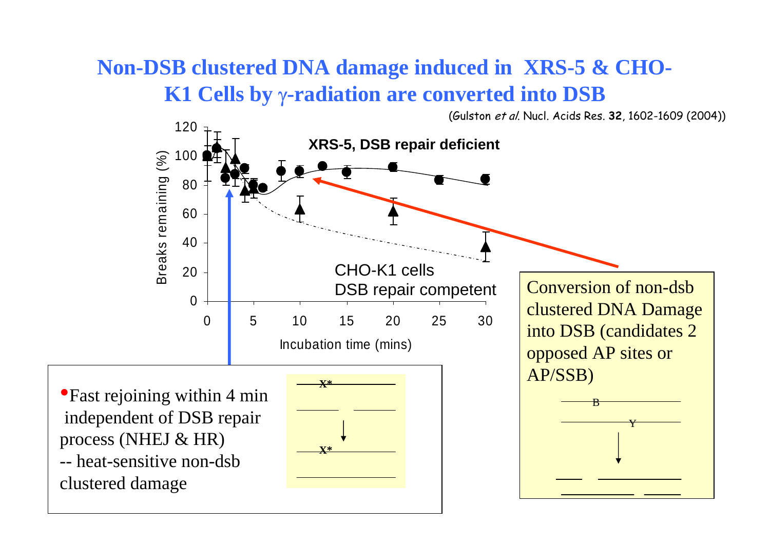# Non-DSB clustered DNA damage induced in XRS-5 & CHO-K1 Cells by γ-radiation are converted into DSB

(Gulston *et al.* Nucl. Acids Res. **32**, 1602-1609 (2004))

**XRS-5, DSB repair deficient**

CHO-K1 cells
DSB repair competent

Breaks remaining (%)

Incubation time (mins)

- Fast rejoining within 4 min independent of DSB repair process (NHEJ & HR)
  -- heat-sensitive non-dsb clustered damage

X*

Conversion of non-dsb clustered DNA Damage into DSB (candidates 2 opposed AP sites or AP/SSB)

B

Y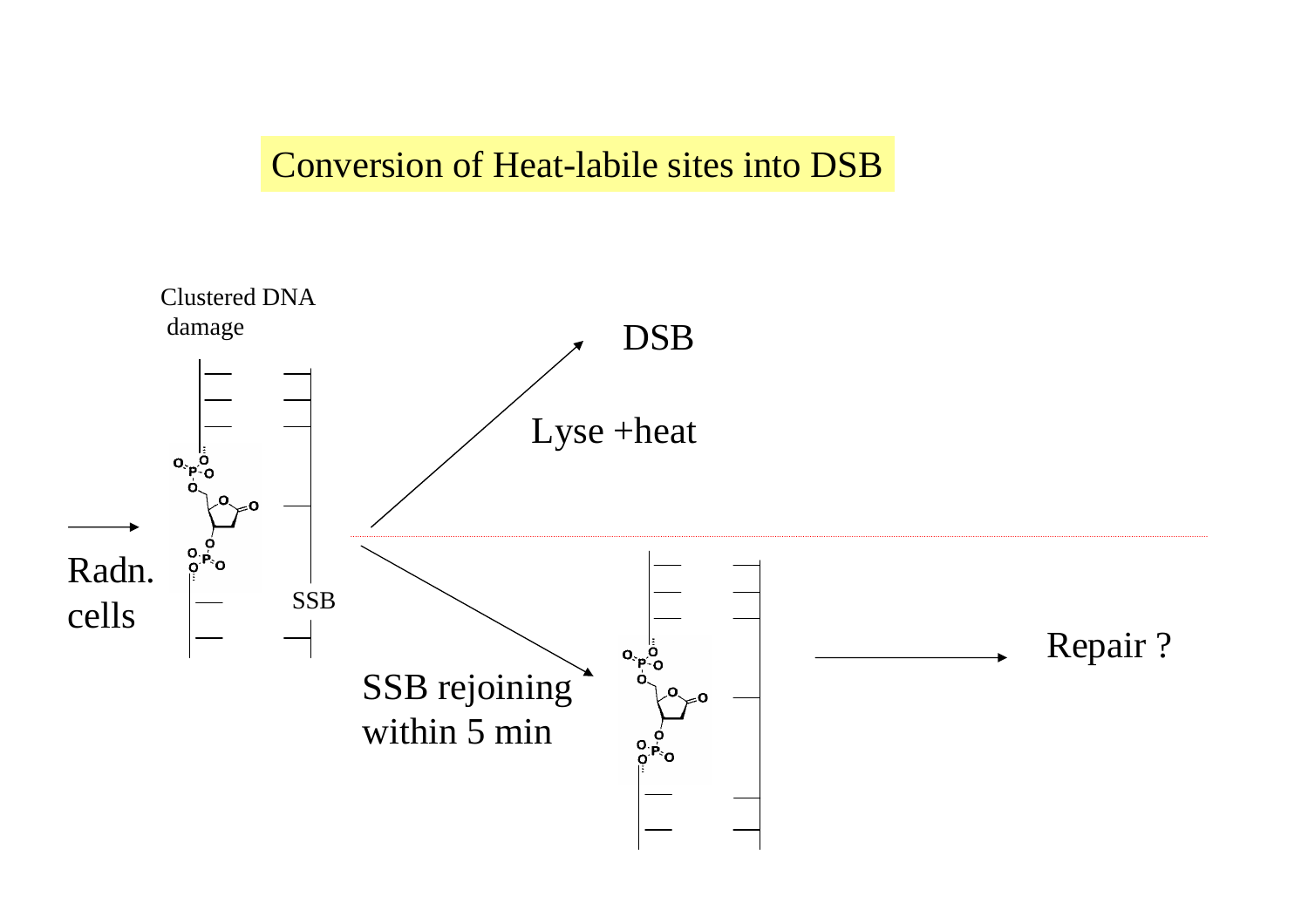# Conversion of Heat-labile sites into DSB

Clustered DNA damage

Radn. cells

SSB

Lyse +heat

DSB

SSB rejoining within 5 min

Repair ?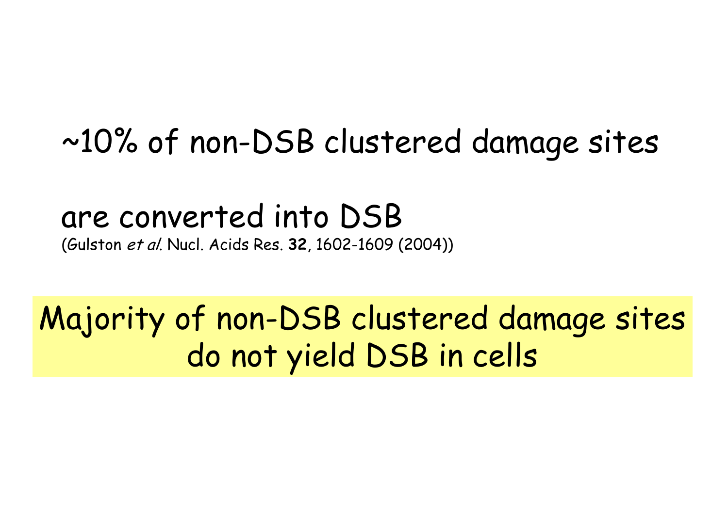~10% of non-DSB clustered damage sites

are converted into DSB
(Gulston *et al.* Nucl. Acids Res. **32**, 1602-1609 (2004))

**Majority of non-DSB clustered damage sites do not yield DSB in cells**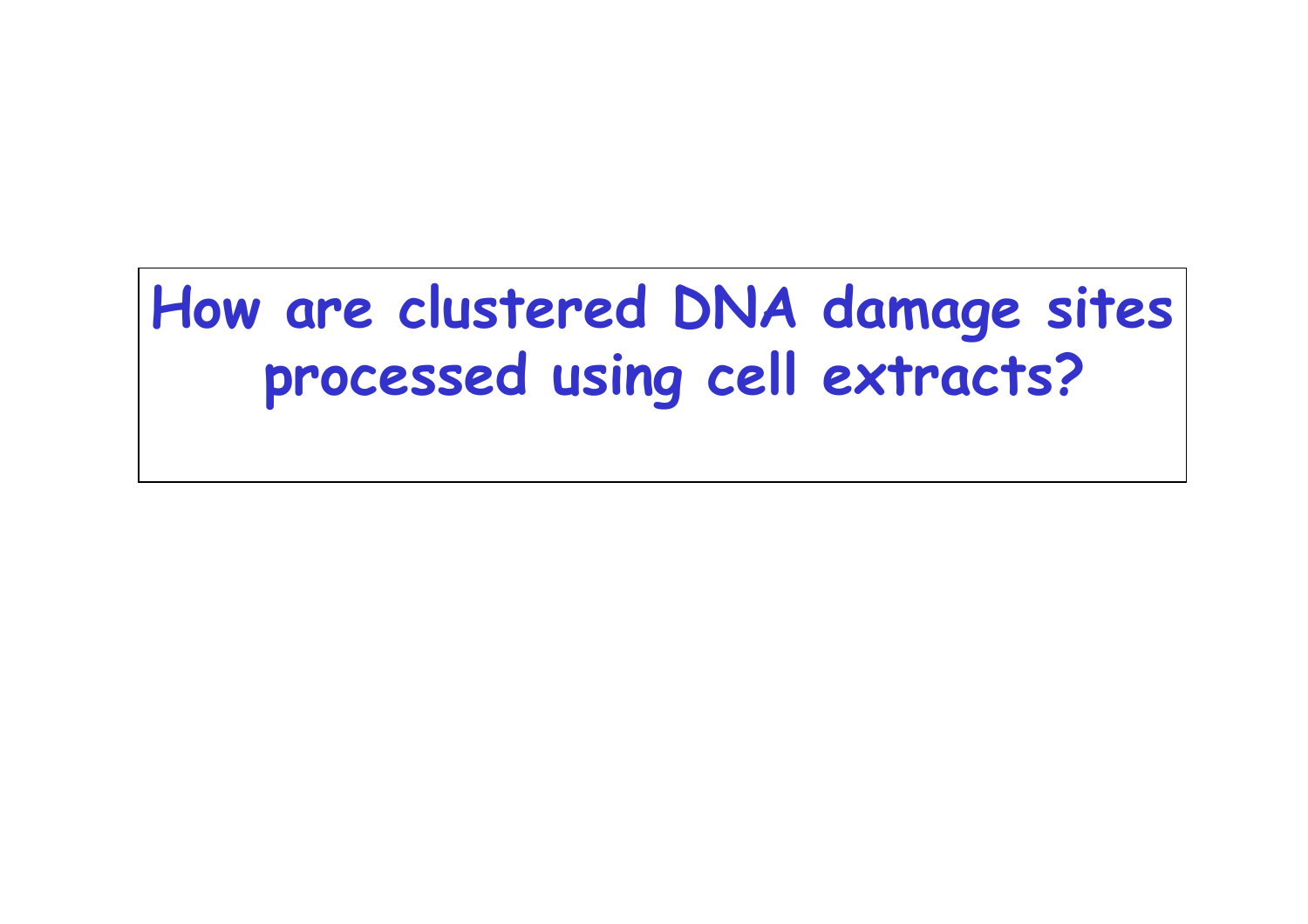# How are clustered DNA damage sites processed using cell extracts?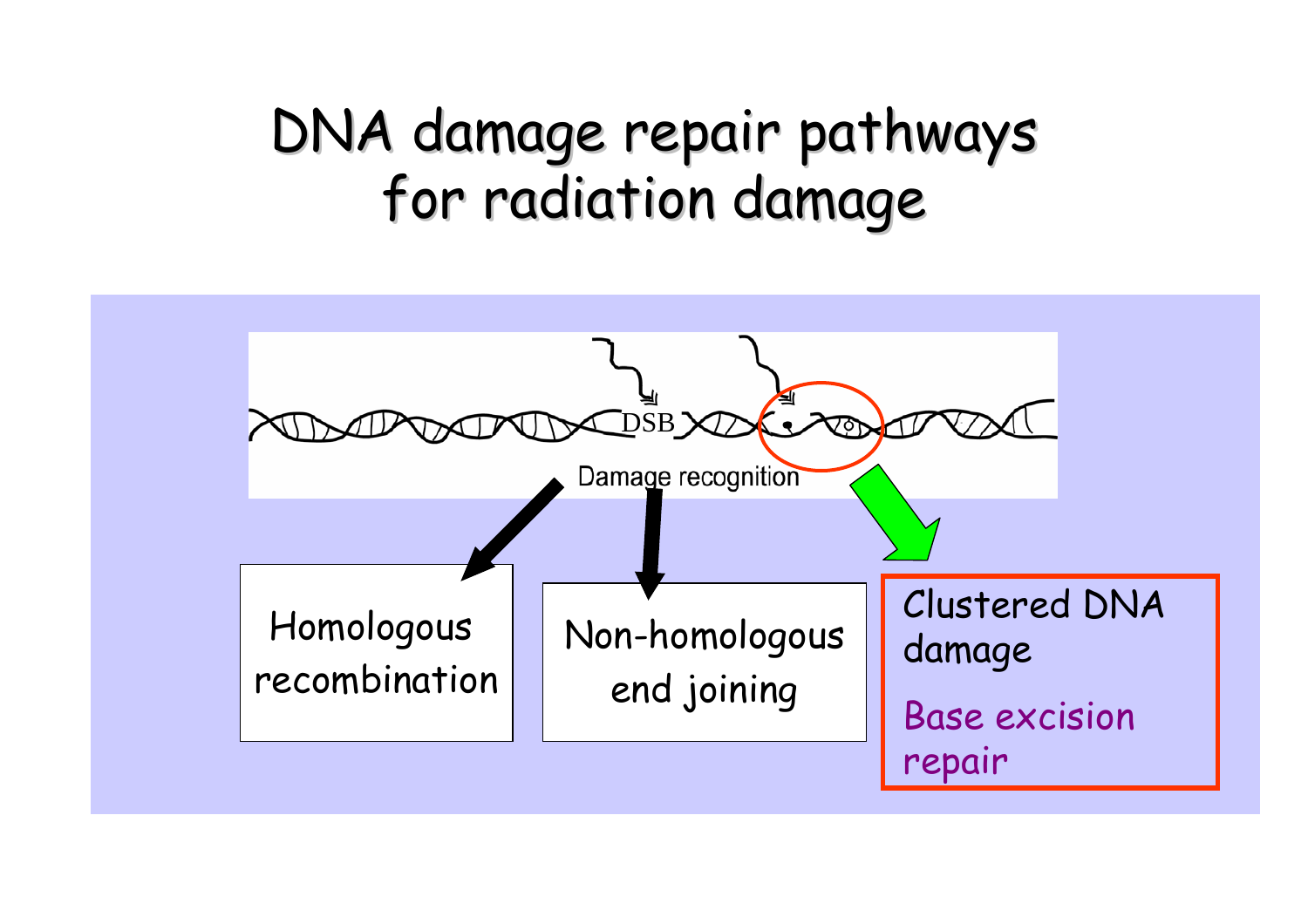# DNA damage repair pathways for radiation damage

DSB

Damage recognition

Homologous recombination

Non-homologous end joining

Clustered DNA damage

Base excision repair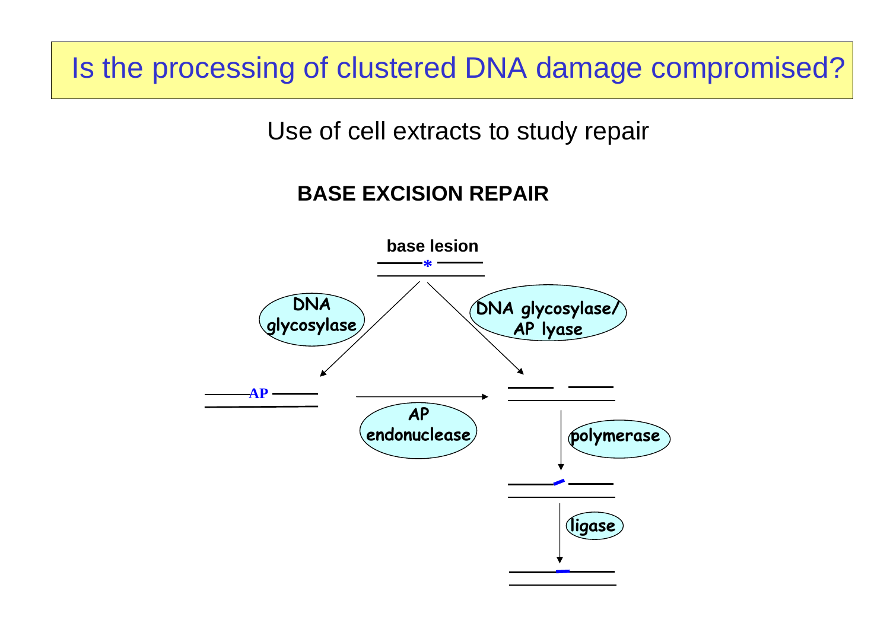# Is the processing of clustered DNA damage compromised?

Use of cell extracts to study repair

**BASE EXCISION REPAIR**

**base lesion**

*

DNA glycosylase

DNA glycosylase/ AP lyase

AP

AP endonuclease

polymerase

ligase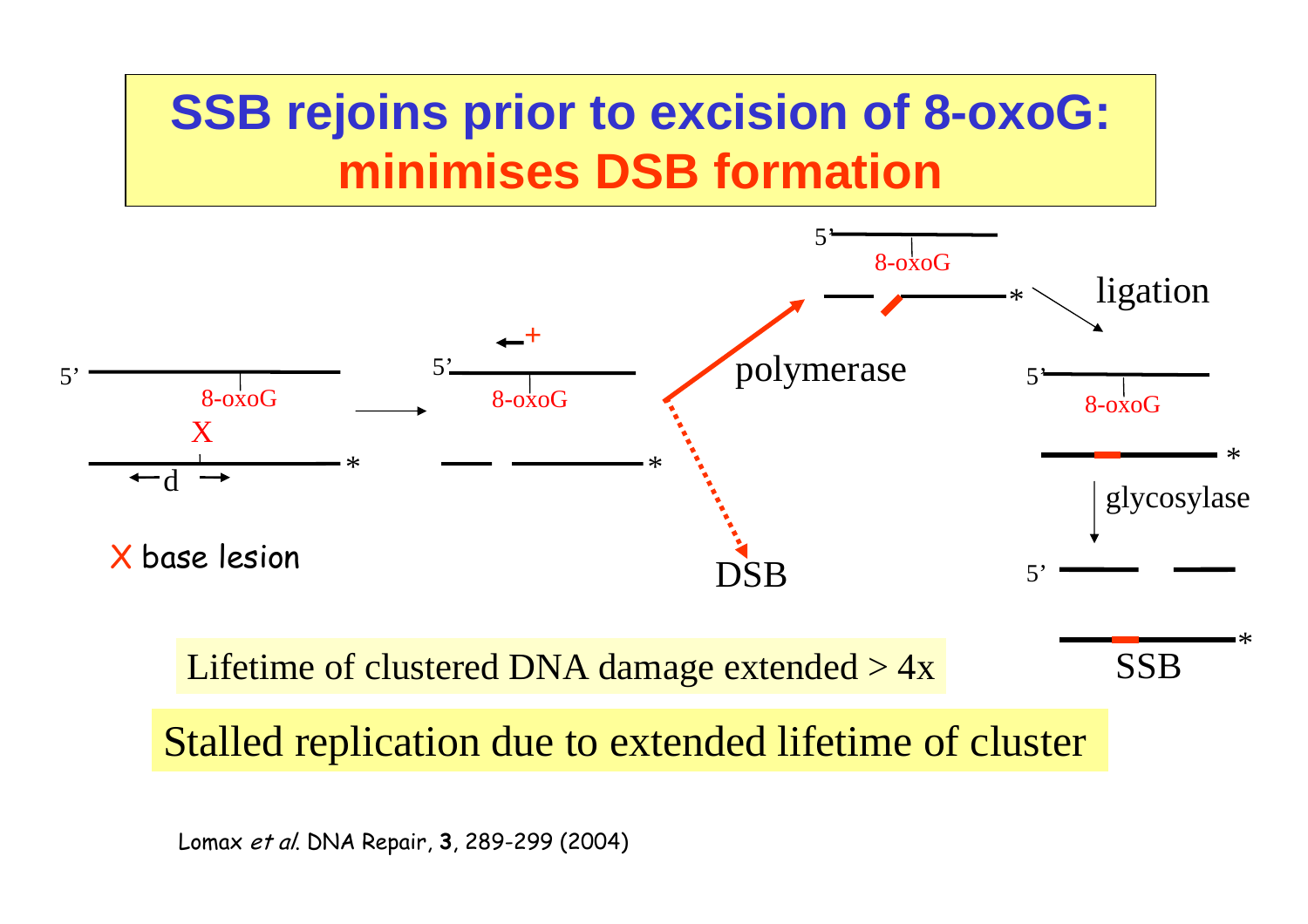# SSB rejoins prior to excision of 8-oxoG: minimises DSB formation

5' 8-oxoG X * d → 5' 8-oxoG * → polymerase → 5' 8-oxoG * → ligation → 5' 8-oxoG * → glycosylase → 5' * SSB

→ DSB

X base lesion

Lifetime of clustered DNA damage extended > 4x

Stalled replication due to extended lifetime of cluster

Lomax *et al.* DNA Repair, **3**, 289-299 (2004)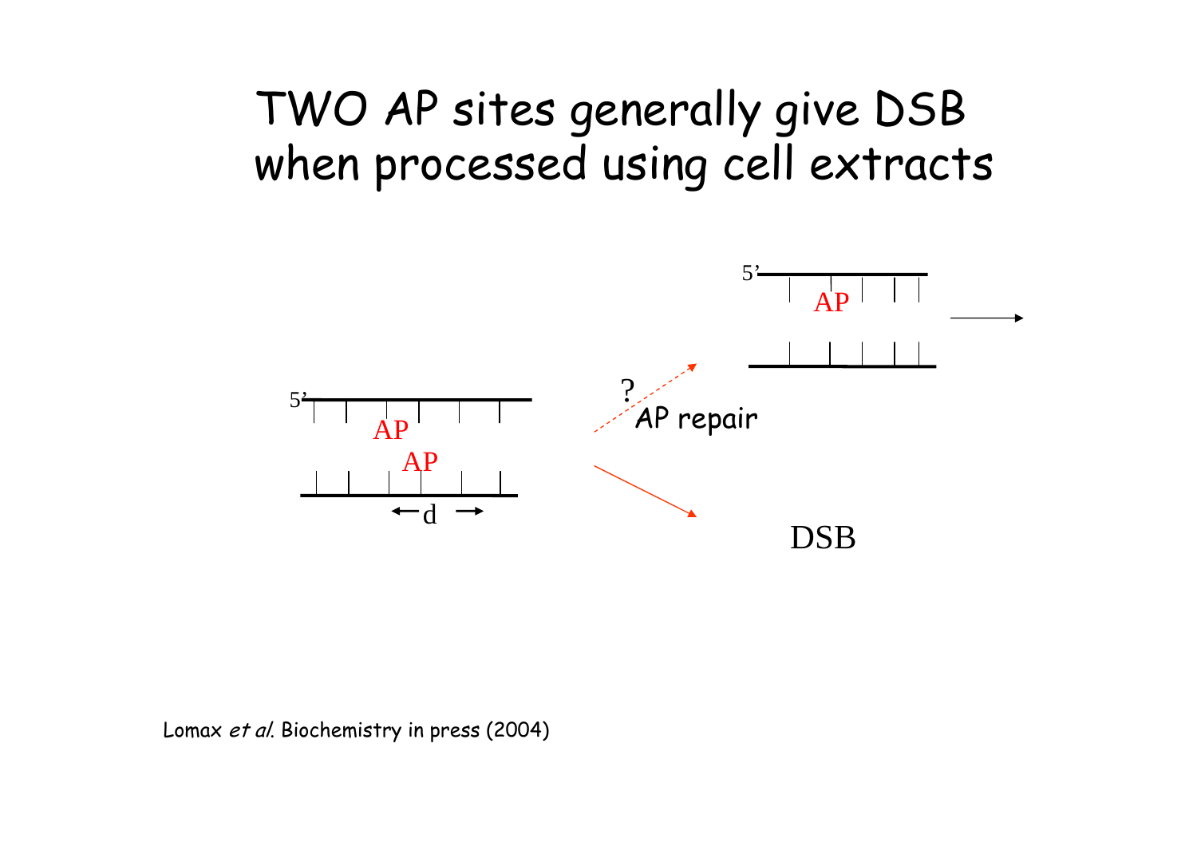# TWO AP sites generally give DSB when processed using cell extracts

5' AP

AP

d

? AP repair

5' AP

DSB

Lomax *et al*. Biochemistry in press (2004)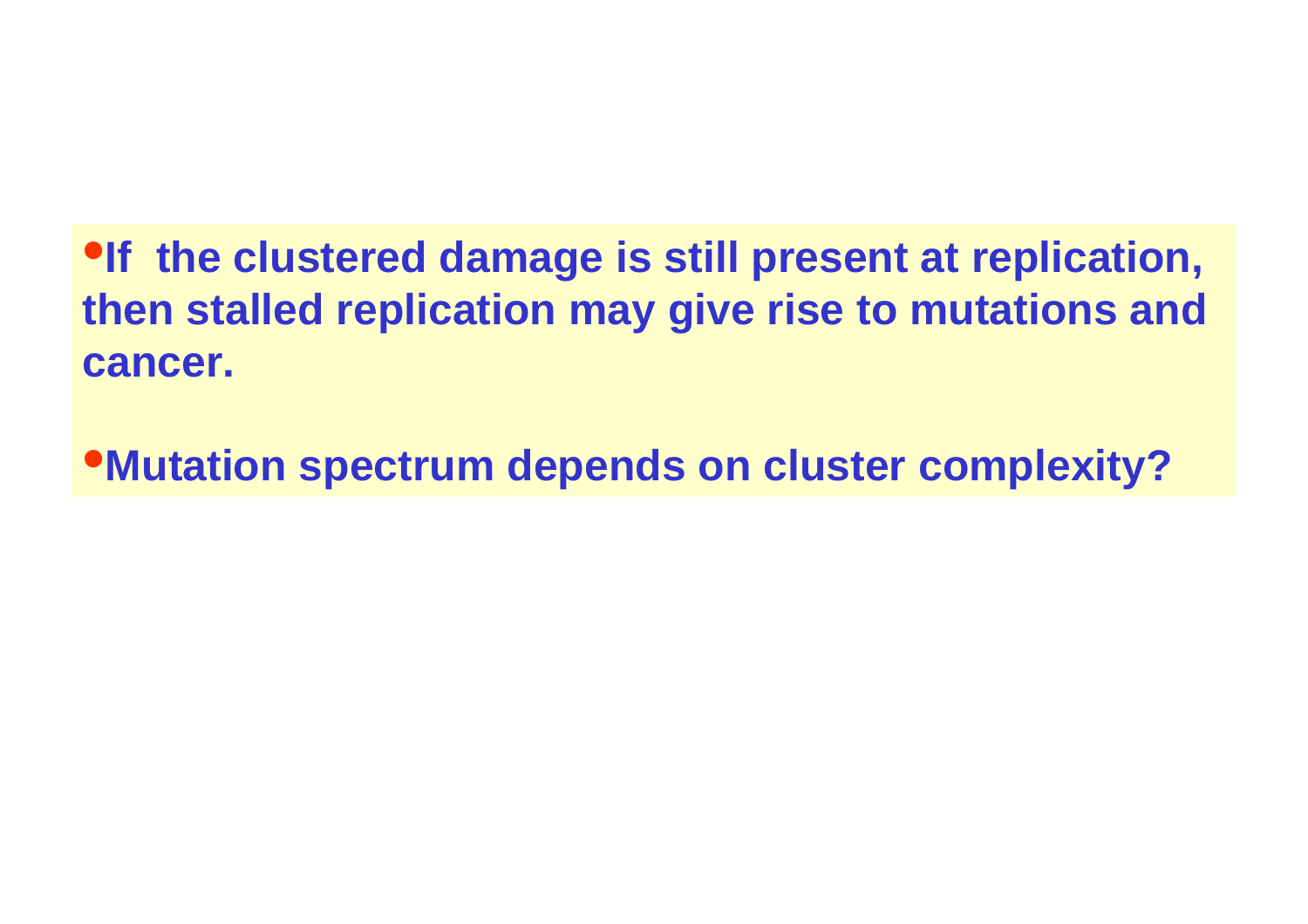- **If the clustered damage is still present at replication, then stalled replication may give rise to mutations and cancer.**

- **Mutation spectrum depends on cluster complexity?**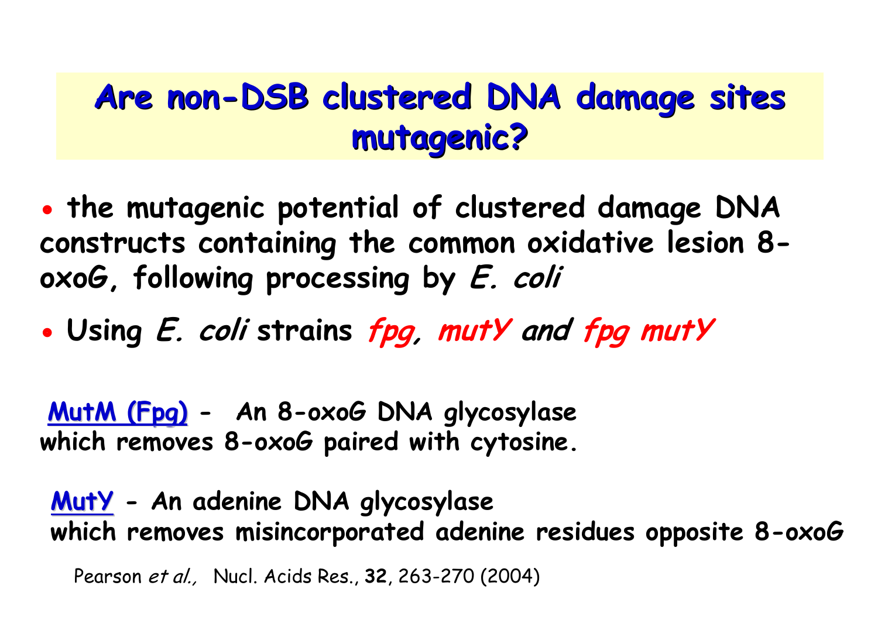# Are non-DSB clustered DNA damage sites mutagenic?

- the mutagenic potential of clustered damage DNA constructs containing the common oxidative lesion 8-oxoG, following processing by *E. coli*
- Using *E. coli* strains *fpg, mutY and fpg mutY*

**MutM (Fpg)** - An 8-oxoG DNA glycosylase which removes 8-oxoG paired with cytosine.

**MutY** - An adenine DNA glycosylase which removes misincorporated adenine residues opposite 8-oxoG

Pearson *et al.,* Nucl. Acids Res., **32**, 263-270 (2004)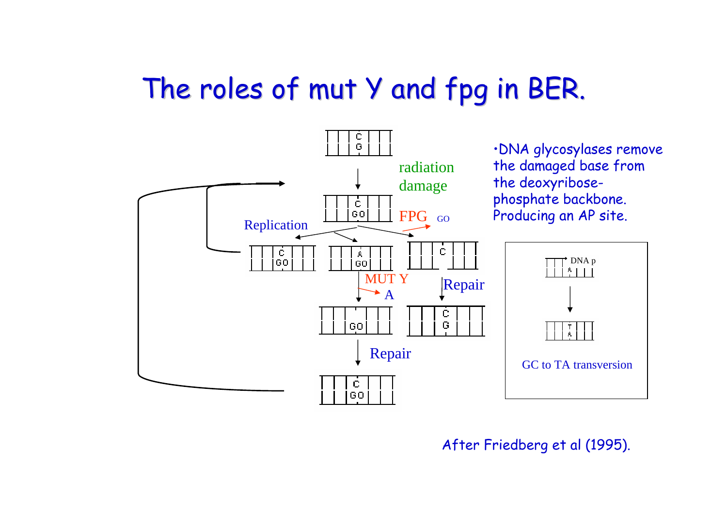# The roles of mut Y and fpg in BER.

radiation damage

FPG GO

Replication

MUT Y A

Repair

Repair

- DNA glycosylases remove the damaged base from the deoxyribose-phosphate backbone. Producing an AP site.

DNA p

GC to TA transversion

After Friedberg et al (1995).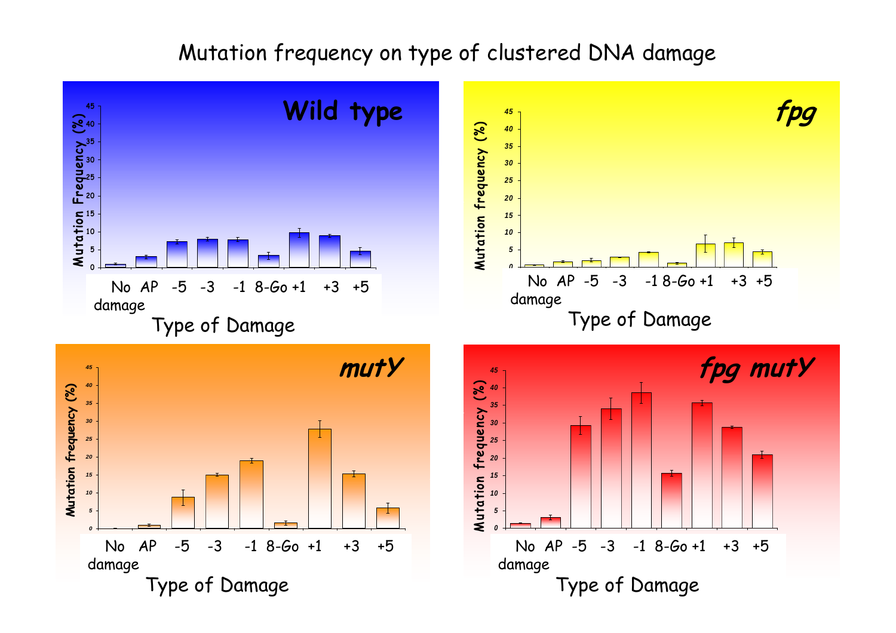# Mutation frequency on type of clustered DNA damage

**Wild type**

Mutation Frequency (%)

0, 5, 10, 15, 20, 25, 30, 35, 40, 45

No damage, AP, -5, -3, -1, 8-Go, +1, +3, +5

Type of Damage

***fpg***

Mutation frequency (%)

0, 5, 10, 15, 20, 25, 30, 35, 40, 45

No damage, AP, -5, -3, -1, 8-Go, +1, +3, +5

Type of Damage

***mutY***

Mutation frequency (%)

0, 5, 10, 15, 20, 25, 30, 35, 40, 45

No damage, AP, -5, -3, -1, 8-Go, +1, +3, +5

Type of Damage

***fpg mutY***

Mutation frequency (%)

0, 5, 10, 15, 20, 25, 30, 35, 40, 45

No damage, AP, -5, -3, -1, 8-Go, +1, +3, +5

Type of Damage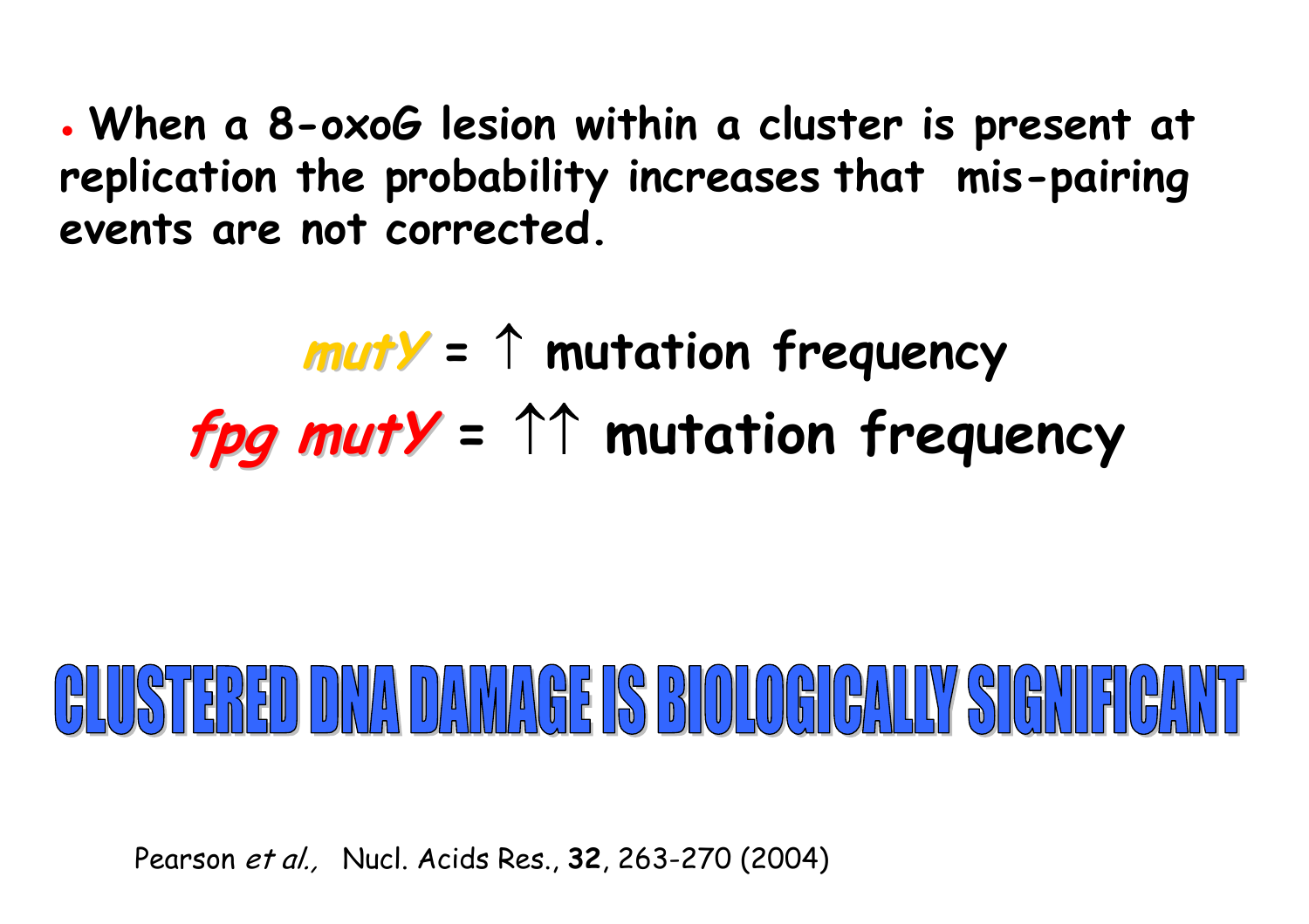- **When a 8-oxoG lesion within a cluster is present at replication the probability increases that mis-pairing events are not corrected.**

***mutY*** **= ↑ mutation frequency**

***fpg mutY*** **= ↑↑ mutation frequency**

# CLUSTERED DNA DAMAGE IS BIOLOGICALLY SIGNIFICANT

Pearson *et al.,* Nucl. Acids Res., **32**, 263-270 (2004)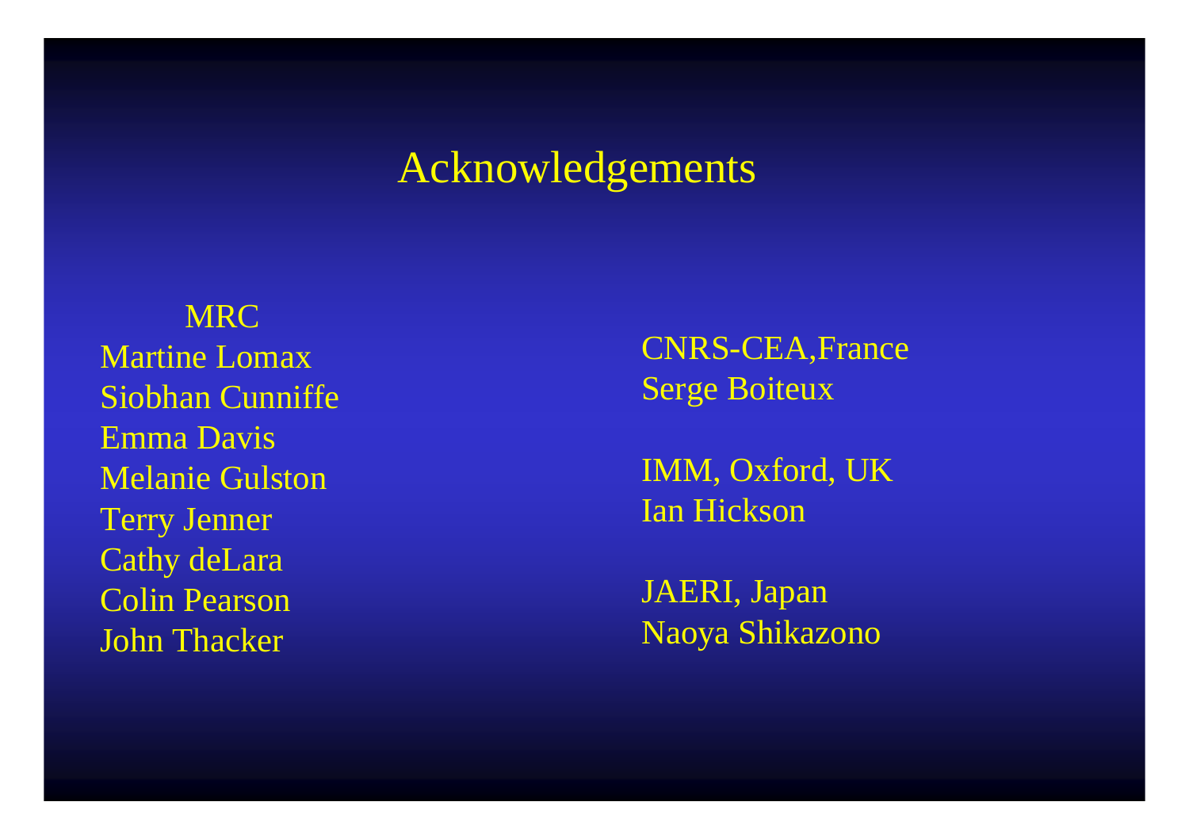# Acknowledgements

MRC
Martine Lomax
Siobhan Cunniffe
Emma Davis
Melanie Gulston
Terry Jenner
Cathy deLara
Colin Pearson
John Thacker

CNRS-CEA,France
Serge Boiteux

IMM, Oxford, UK
Ian Hickson

JAERI, Japan
Naoya Shikazono